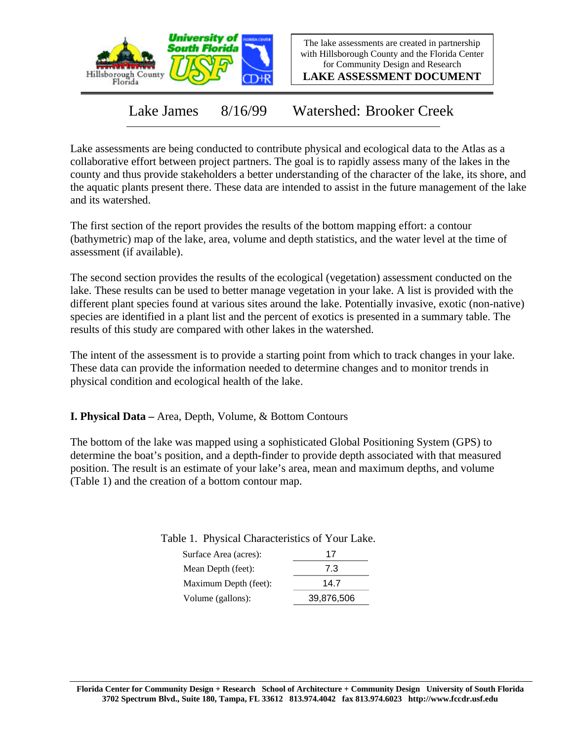The lake assessments are created in partnership with Hillsborough County and the Florida Center for Community Design and Research

**LAKE ASSESSMENT DOCUMENT**

# Lake James 8/16/99 Watershed: Brooker Creek

Lake assessments are being conducted to contribute physical and ecological data to the Atlas as a collaborative effort between project partners. The goal is to rapidly assess many of the lakes in the county and thus provide stakeholders a better understanding of the character of the lake, its shore, and the aquatic plants present there. These data are intended to assist in the future management of the lake and its watershed.

The first section of the report provides the results of the bottom mapping effort: a contour (bathymetric) map of the lake, area, volume and depth statistics, and the water level at the time of assessment (if available).

The second section provides the results of the ecological (vegetation) assessment conducted on the lake. These results can be used to better manage vegetation in your lake. A list is provided with the different plant species found at various sites around the lake. Potentially invasive, exotic (non-native) species are identified in a plant list and the percent of exotics is presented in a summary table. The results of this study are compared with other lakes in the watershed.

The intent of the assessment is to provide a starting point from which to track changes in your lake. These data can provide the information needed to determine changes and to monitor trends in physical condition and ecological health of the lake.

## I. Physical Data – Area, Depth, Volume, & Bottom Contours

The bottom of the lake was mapped using a sophisticated Global Positioning System (GPS) to determine the boat's position, and a depth-finder to provide depth associated with that measured position. The result is an estimate of your lake's area, mean and maximum depths, and volume (Table 1) and the creation of a bottom contour map.

Table 1. Physical Characteristics of Your Lake.

| | |
|---|---|
| Surface Area (acres): | 17 |
| Mean Depth (feet): | 7.3 |
| Maximum Depth (feet): | 14.7 |
| Volume (gallons): | 39,876,506 |

**Florida Center for Community Design + Research School of Architecture + Community Design University of South Florida**
**3702 Spectrum Blvd., Suite 180, Tampa, FL 33612 813.974.4042 fax 813.974.6023 http://www.fccdr.usf.edu**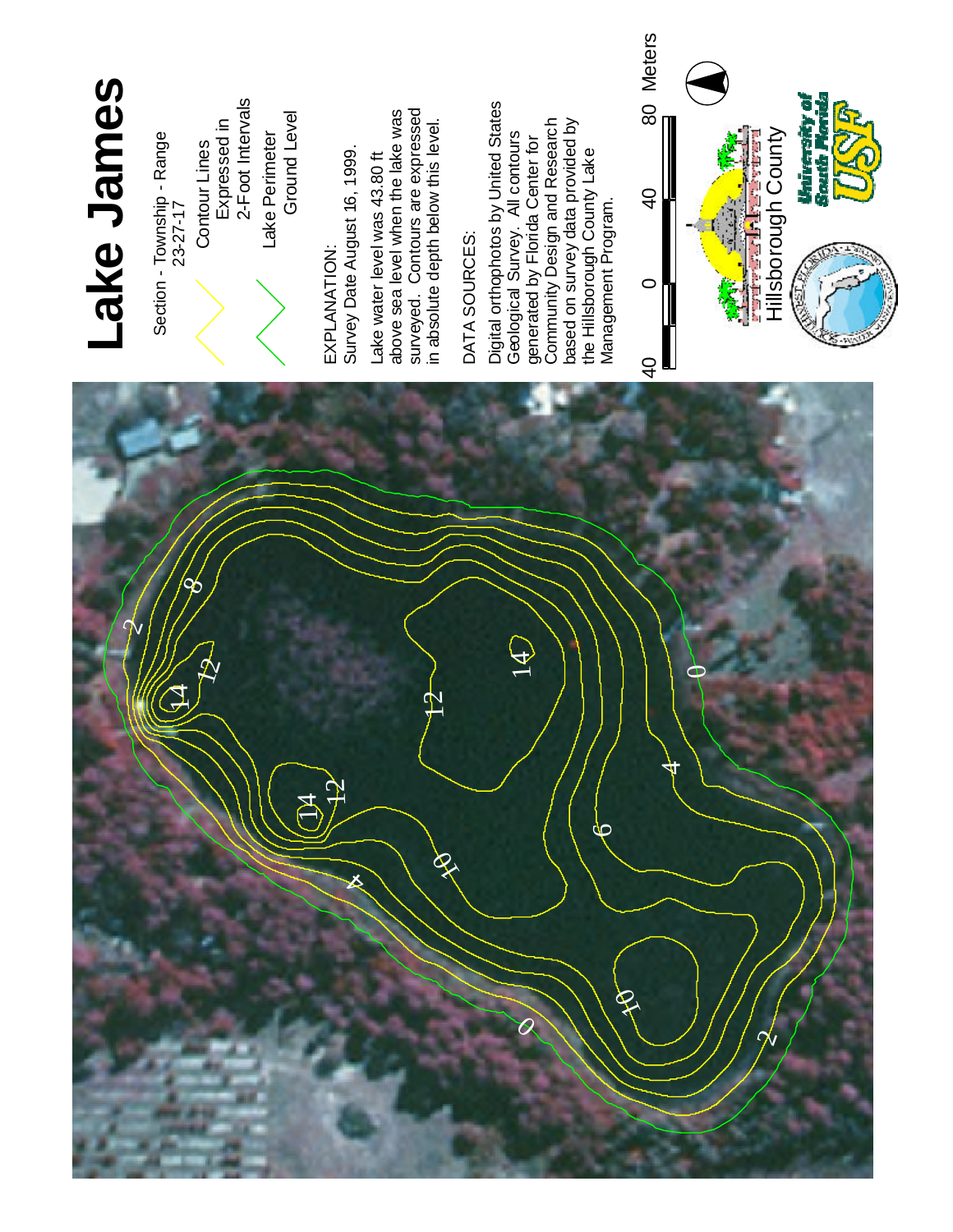# Lake James

Section - Township - Range
23-27-17

Contour Lines
Expressed in
2-Foot Intervals

Lake Perimeter
Ground Level

EXPLANATION:
Survey Date August 16, 1999.

Lake water level was 43.80 ft above sea level when the lake was surveyed. Contours are expressed in absolute depth below this level.

DATA SOURCES:

Digital orthophotos by United States Geological Survey. All contours generated by Florida Center for Community Design and Research based on survey data provided by the Hillsborough County Lake Management Program.

40 0 40 80 Meters

Hillsborough County

University of South Florida
USF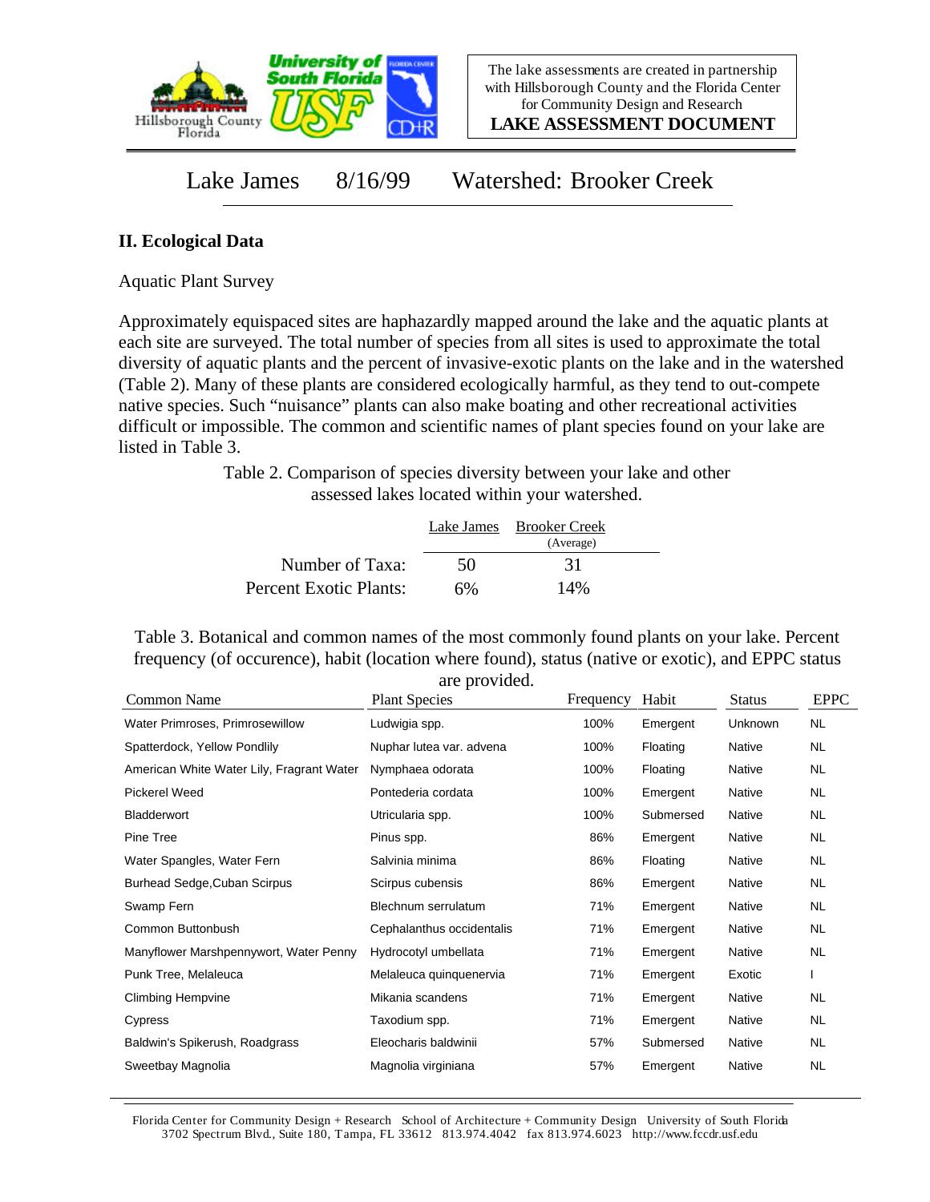The lake assessments are created in partnership with Hillsborough County and the Florida Center for Community Design and Research

**LAKE ASSESSMENT DOCUMENT**

# Lake James 8/16/99 Watershed: Brooker Creek

## II. Ecological Data

Aquatic Plant Survey

Approximately equispaced sites are haphazardly mapped around the lake and the aquatic plants at each site are surveyed. The total number of species from all sites is used to approximate the total diversity of aquatic plants and the percent of invasive-exotic plants on the lake and in the watershed (Table 2). Many of these plants are considered ecologically harmful, as they tend to out-compete native species. Such "nuisance" plants can also make boating and other recreational activities difficult or impossible. The common and scientific names of plant species found on your lake are listed in Table 3.

Table 2. Comparison of species diversity between your lake and other assessed lakes located within your watershed.

| | Lake James | Brooker Creek (Average) |
|---|---|---|
| Number of Taxa: | 50 | 31 |
| Percent Exotic Plants: | 6% | 14% |

Table 3. Botanical and common names of the most commonly found plants on your lake. Percent frequency (of occurence), habit (location where found), status (native or exotic), and EPPC status are provided.

| Common Name | Plant Species | Frequency | Habit | Status | EPPC |
|---|---|---|---|---|---|
| Water Primroses, Primrosewillow | Ludwigia spp. | 100% | Emergent | Unknown | NL |
| Spatterdock, Yellow Pondlily | Nuphar lutea var. advena | 100% | Floating | Native | NL |
| American White Water Lily, Fragrant Water | Nymphaea odorata | 100% | Floating | Native | NL |
| Pickerel Weed | Pontederia cordata | 100% | Emergent | Native | NL |
| Bladderwort | Utricularia spp. | 100% | Submersed | Native | NL |
| Pine Tree | Pinus spp. | 86% | Emergent | Native | NL |
| Water Spangles, Water Fern | Salvinia minima | 86% | Floating | Native | NL |
| Burhead Sedge,Cuban Scirpus | Scirpus cubensis | 86% | Emergent | Native | NL |
| Swamp Fern | Blechnum serrulatum | 71% | Emergent | Native | NL |
| Common Buttonbush | Cephalanthus occidentalis | 71% | Emergent | Native | NL |
| Manyflower Marshpennywort, Water Penny | Hydrocotyl umbellata | 71% | Emergent | Native | NL |
| Punk Tree, Melaleuca | Melaleuca quinquenervia | 71% | Emergent | Exotic | I |
| Climbing Hempvine | Mikania scandens | 71% | Emergent | Native | NL |
| Cypress | Taxodium spp. | 71% | Emergent | Native | NL |
| Baldwin's Spikerush, Roadgrass | Eleocharis baldwinii | 57% | Submersed | Native | NL |
| Sweetbay Magnolia | Magnolia virginiana | 57% | Emergent | Native | NL |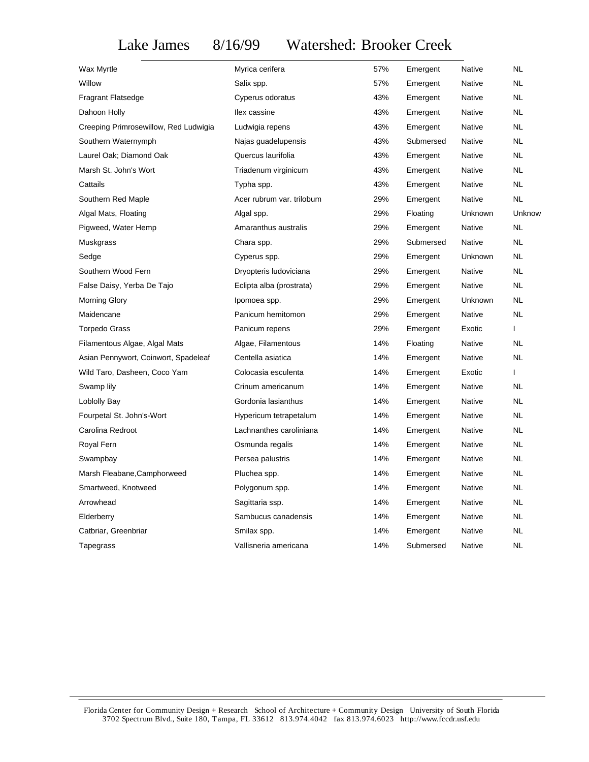# Lake James 8/16/99 Watershed: Brooker Creek

| Common Name | Scientific Name | Frequency | Type | Origin | Status |
|---|---|---|---|---|---|
| Wax Myrtle | Myrica cerifera | 57% | Emergent | Native | NL |
| Willow | Salix spp. | 57% | Emergent | Native | NL |
| Fragrant Flatsedge | Cyperus odoratus | 43% | Emergent | Native | NL |
| Dahoon Holly | Ilex cassine | 43% | Emergent | Native | NL |
| Creeping Primrosewillow, Red Ludwigia | Ludwigia repens | 43% | Emergent | Native | NL |
| Southern Waternymph | Najas guadelupensis | 43% | Submersed | Native | NL |
| Laurel Oak; Diamond Oak | Quercus laurifolia | 43% | Emergent | Native | NL |
| Marsh St. John's Wort | Triadenum virginicum | 43% | Emergent | Native | NL |
| Cattails | Typha spp. | 43% | Emergent | Native | NL |
| Southern Red Maple | Acer rubrum var. trilobum | 29% | Emergent | Native | NL |
| Algal Mats, Floating | Algal spp. | 29% | Floating | Unknown | Unknow |
| Pigweed, Water Hemp | Amaranthus australis | 29% | Emergent | Native | NL |
| Muskgrass | Chara spp. | 29% | Submersed | Native | NL |
| Sedge | Cyperus spp. | 29% | Emergent | Unknown | NL |
| Southern Wood Fern | Dryopteris ludoviciana | 29% | Emergent | Native | NL |
| False Daisy, Yerba De Tajo | Eclipta alba (prostrata) | 29% | Emergent | Native | NL |
| Morning Glory | Ipomoea spp. | 29% | Emergent | Unknown | NL |
| Maidencane | Panicum hemitomon | 29% | Emergent | Native | NL |
| Torpedo Grass | Panicum repens | 29% | Emergent | Exotic | I |
| Filamentous Algae, Algal Mats | Algae, Filamentous | 14% | Floating | Native | NL |
| Asian Pennywort, Coinwort, Spadeleaf | Centella asiatica | 14% | Emergent | Native | NL |
| Wild Taro, Dasheen, Coco Yam | Colocasia esculenta | 14% | Emergent | Exotic | I |
| Swamp lily | Crinum americanum | 14% | Emergent | Native | NL |
| Loblolly Bay | Gordonia lasianthus | 14% | Emergent | Native | NL |
| Fourpetal St. John's-Wort | Hypericum tetrapetalum | 14% | Emergent | Native | NL |
| Carolina Redroot | Lachnanthes caroliniana | 14% | Emergent | Native | NL |
| Royal Fern | Osmunda regalis | 14% | Emergent | Native | NL |
| Swampbay | Persea palustris | 14% | Emergent | Native | NL |
| Marsh Fleabane,Camphorweed | Pluchea spp. | 14% | Emergent | Native | NL |
| Smartweed, Knotweed | Polygonum spp. | 14% | Emergent | Native | NL |
| Arrowhead | Sagittaria ssp. | 14% | Emergent | Native | NL |
| Elderberry | Sambucus canadensis | 14% | Emergent | Native | NL |
| Catbriar, Greenbriar | Smilax spp. | 14% | Emergent | Native | NL |
| Tapegrass | Vallisneria americana | 14% | Submersed | Native | NL |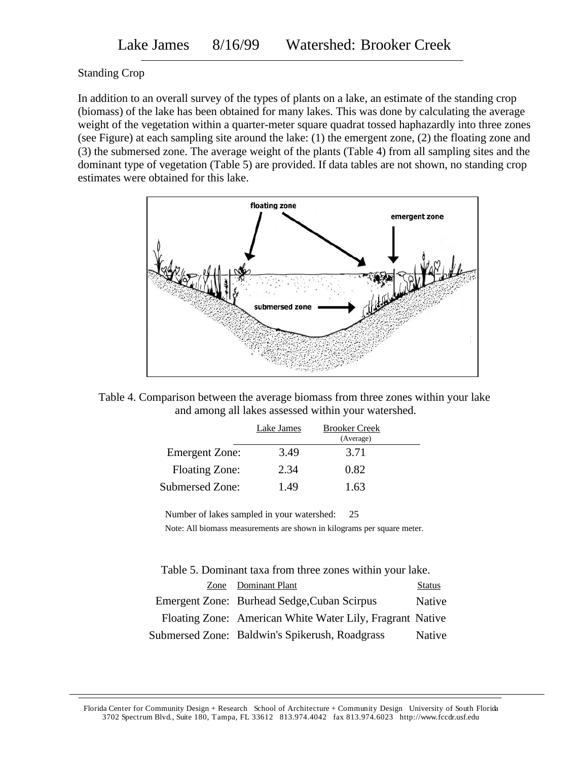Standing Crop

In addition to an overall survey of the types of plants on a lake, an estimate of the standing crop (biomass) of the lake has been obtained for many lakes. This was done by calculating the average weight of the vegetation within a quarter-meter square quadrat tossed haphazardly into three zones (see Figure) at each sampling site around the lake: (1) the emergent zone, (2) the floating zone and (3) the submersed zone. The average weight of the plants (Table 4) from all sampling sites and the dominant type of vegetation (Table 5) are provided. If data tables are not shown, no standing crop estimates were obtained for this lake.

floating zone

emergent zone

submersed zone

Table 4. Comparison between the average biomass from three zones within your lake and among all lakes assessed within your watershed.

| | Lake James | Brooker Creek (Average) |
|---|---|---|
| Emergent Zone: | 3.49 | 3.71 |
| Floating Zone: | 2.34 | 0.82 |
| Submersed Zone: | 1.49 | 1.63 |

Number of lakes sampled in your watershed: 25

Note: All biomass measurements are shown in kilograms per square meter.

Table 5. Dominant taxa from three zones within your lake.

| Zone | Dominant Plant | Status |
|---|---|---|
| Emergent Zone: | Burhead Sedge,Cuban Scirpus | Native |
| Floating Zone: | American White Water Lily, Fragrant | Native |
| Submersed Zone: | Baldwin's Spikerush, Roadgrass | Native |